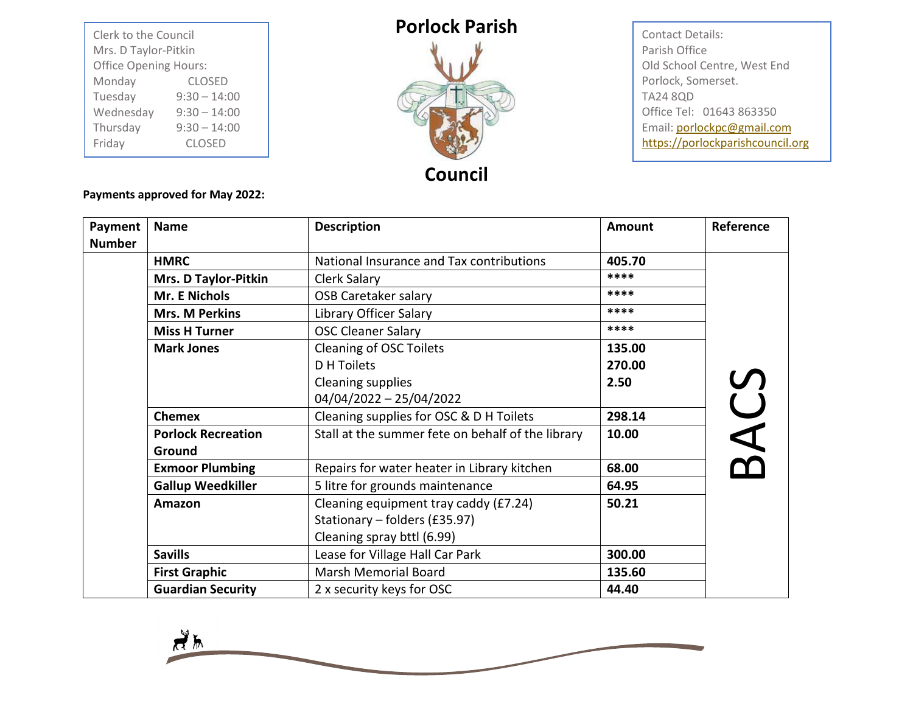Clerk to the Council
Mrs. D Taylor-Pitkin
Office Opening Hours:

| Day | Hours |
|---|---|
| Monday | CLOSED |
| Tuesday | 9:30 – 14:00 |
| Wednesday | 9:30 – 14:00 |
| Thursday | 9:30 – 14:00 |
| Friday | CLOSED |

# Porlock Parish Council

Contact Details:
Parish Office
Old School Centre, West End
Porlock, Somerset.
TA24 8QD
Office Tel: 01643 863350
Email: porlockpc@gmail.com
https://porlockparishcouncil.org

**Payments approved for May 2022:**

| Payment Number | Name | Description | Amount | Reference |
|---|---|---|---|---|
| | **HMRC** | National Insurance and Tax contributions | **405.70** | BACS |
| | **Mrs. D Taylor-Pitkin** | Clerk Salary | **\*\*\*\*** | |
| | **Mr. E Nichols** | OSB Caretaker salary | **\*\*\*\*** | |
| | **Mrs. M Perkins** | Library Officer Salary | **\*\*\*\*** | |
| | **Miss H Turner** | OSC Cleaner Salary | **\*\*\*\*** | |
| | **Mark Jones** | Cleaning of OSC Toilets<br>D H Toilets<br>Cleaning supplies<br>04/04/2022 – 25/04/2022 | **135.00**<br>**270.00**<br>**2.50** | |
| | **Chemex** | Cleaning supplies for OSC & D H Toilets | **298.14** | |
| | **Porlock Recreation Ground** | Stall at the summer fete on behalf of the library | **10.00** | |
| | **Exmoor Plumbing** | Repairs for water heater in Library kitchen | **68.00** | |
| | **Gallup Weedkiller** | 5 litre for grounds maintenance | **64.95** | |
| | **Amazon** | Cleaning equipment tray caddy (£7.24)<br>Stationary – folders (£35.97)<br>Cleaning spray bttl (6.99) | **50.21** | |
| | **Savills** | Lease for Village Hall Car Park | **300.00** | |
| | **First Graphic** | Marsh Memorial Board | **135.60** | |
| | **Guardian Security** | 2 x security keys for OSC | **44.40** | |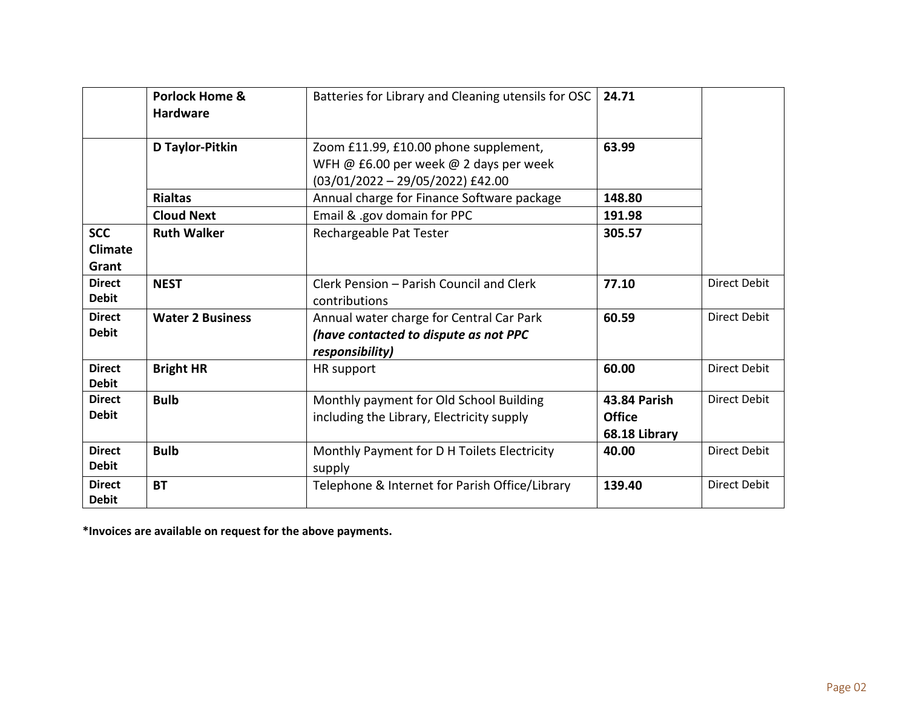| | | | | |
|---|---|---|---|---|
| | **Porlock Home & Hardware** | Batteries for Library and Cleaning utensils for OSC | **24.71** | |
| | **D Taylor-Pitkin** | Zoom £11.99, £10.00 phone supplement, WFH @ £6.00 per week @ 2 days per week (03/01/2022 – 29/05/2022) £42.00 | **63.99** | |
| | **Rialtas** | Annual charge for Finance Software package | **148.80** | |
| | **Cloud Next** | Email & .gov domain for PPC | **191.98** | |
| **SCC Climate Grant** | **Ruth Walker** | Rechargeable Pat Tester | **305.57** | |
| **Direct Debit** | **NEST** | Clerk Pension – Parish Council and Clerk contributions | **77.10** | Direct Debit |
| **Direct Debit** | **Water 2 Business** | Annual water charge for Central Car Park ***(have contacted to dispute as not PPC responsibility)*** | **60.59** | Direct Debit |
| **Direct Debit** | **Bright HR** | HR support | **60.00** | Direct Debit |
| **Direct Debit** | **Bulb** | Monthly payment for Old School Building including the Library, Electricity supply | **43.84 Parish Office 68.18 Library** | Direct Debit |
| **Direct Debit** | **Bulb** | Monthly Payment for D H Toilets Electricity supply | **40.00** | Direct Debit |
| **Direct Debit** | **BT** | Telephone & Internet for Parish Office/Library | **139.40** | Direct Debit |

***Invoices are available on request for the above payments.**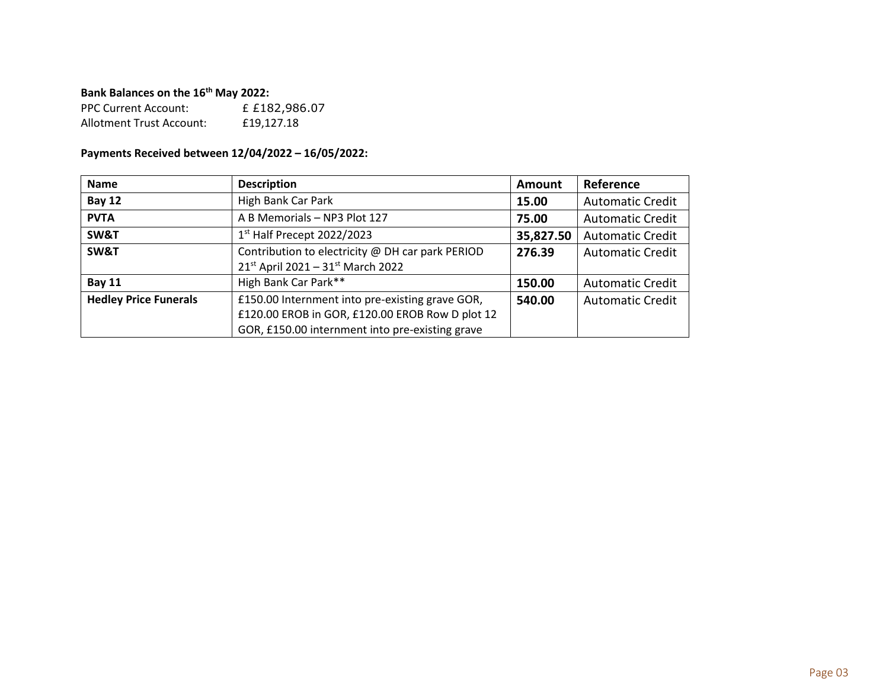**Bank Balances on the 16th May 2022:**

PPC Current Account: £ £182,986.07

Allotment Trust Account: £19,127.18

**Payments Received between 12/04/2022 – 16/05/2022:**

| Name | Description | Amount | Reference |
|---|---|---|---|
| **Bay 12** | High Bank Car Park | **15.00** | Automatic Credit |
| **PVTA** | A B Memorials – NP3 Plot 127 | **75.00** | Automatic Credit |
| **SW&T** | 1st Half Precept 2022/2023 | **35,827.50** | Automatic Credit |
| **SW&T** | Contribution to electricity @ DH car park PERIOD 21st April 2021 – 31st March 2022 | **276.39** | Automatic Credit |
| **Bay 11** | High Bank Car Park** | **150.00** | Automatic Credit |
| **Hedley Price Funerals** | £150.00 Internment into pre-existing grave GOR, £120.00 EROB in GOR, £120.00 EROB Row D plot 12 GOR, £150.00 internment into pre-existing grave | **540.00** | Automatic Credit |